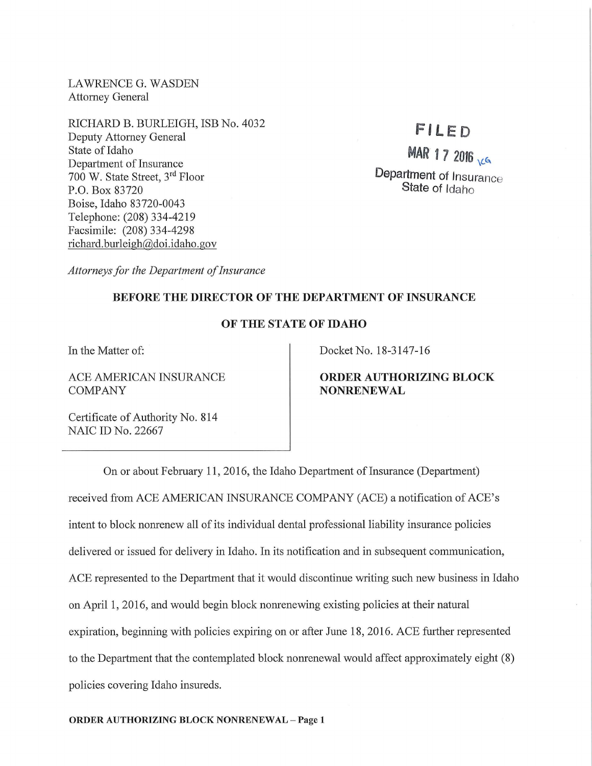LAWRENCE G. WASDEN
Attorney General

RICHARD B. BURLEIGH, ISB No. 4032
Deputy Attorney General
State of Idaho
Department of Insurance
700 W. State Street, 3rd Floor
P.O. Box 83720
Boise, Idaho 83720-0043
Telephone: (208) 334-4219
Facsimile: (208) 334-4298
richard.burleigh@doi.idaho.gov

FILED
MAR 17 2016
Department of Insurance
State of Idaho

*Attorneys for the Department of Insurance*

**BEFORE THE DIRECTOR OF THE DEPARTMENT OF INSURANCE**

**OF THE STATE OF IDAHO**

| In the Matter of:<br><br>ACE AMERICAN INSURANCE COMPANY<br><br>Certificate of Authority No. 814<br>NAIC ID No. 22667 | Docket No. 18-3147-16<br><br>**ORDER AUTHORIZING BLOCK NONRENEWAL** |
|---|---|

On or about February 11, 2016, the Idaho Department of Insurance (Department) received from ACE AMERICAN INSURANCE COMPANY (ACE) a notification of ACE's intent to block nonrenew all of its individual dental professional liability insurance policies delivered or issued for delivery in Idaho. In its notification and in subsequent communication, ACE represented to the Department that it would discontinue writing such new business in Idaho on April 1, 2016, and would begin block nonrenewing existing policies at their natural expiration, beginning with policies expiring on or after June 18, 2016. ACE further represented to the Department that the contemplated block nonrenewal would affect approximately eight (8) policies covering Idaho insureds.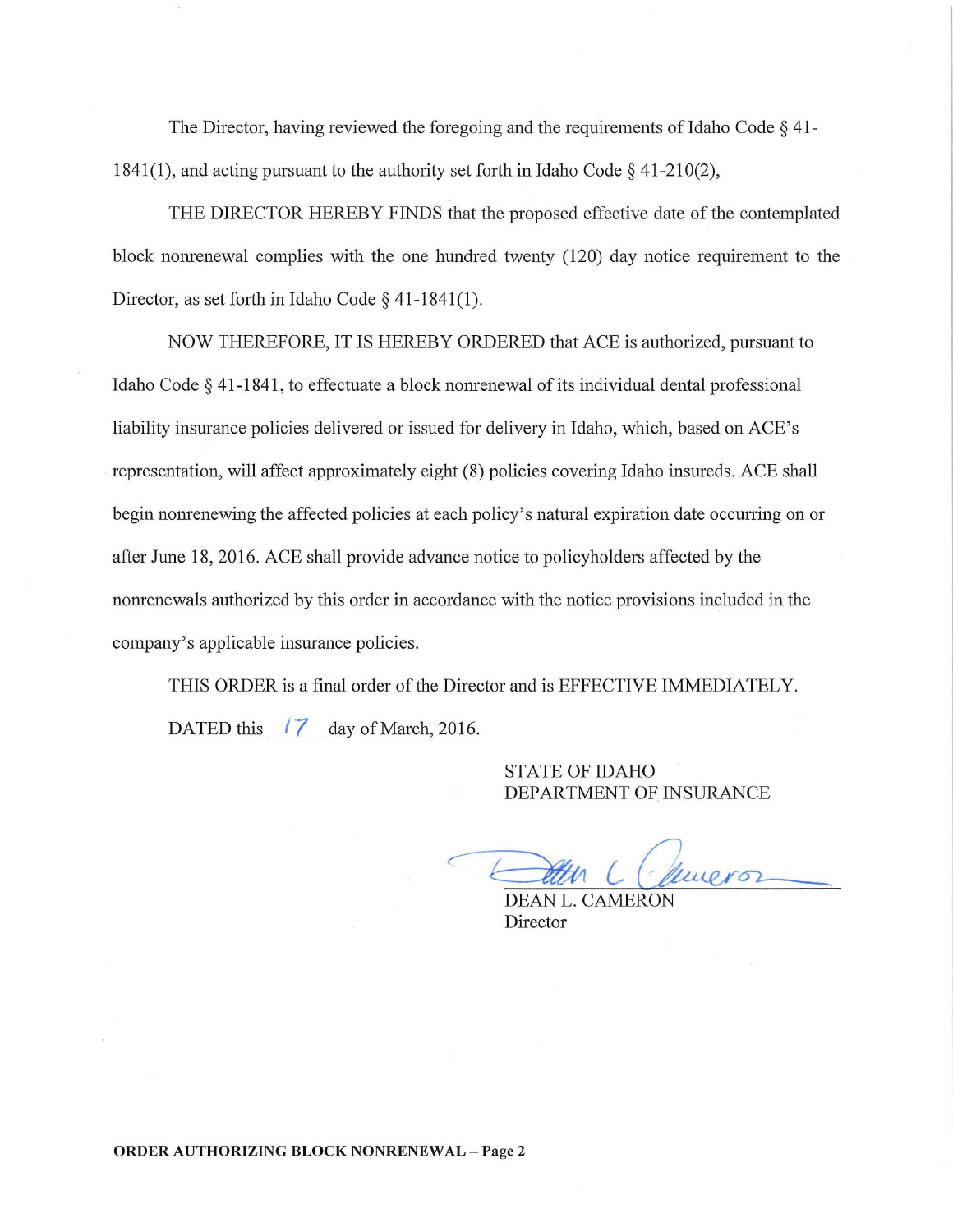The Director, having reviewed the foregoing and the requirements of Idaho Code § 41-1841(1), and acting pursuant to the authority set forth in Idaho Code § 41-210(2),

THE DIRECTOR HEREBY FINDS that the proposed effective date of the contemplated block nonrenewal complies with the one hundred twenty (120) day notice requirement to the Director, as set forth in Idaho Code § 41-1841(1).

NOW THEREFORE, IT IS HEREBY ORDERED that ACE is authorized, pursuant to Idaho Code § 41-1841, to effectuate a block nonrenewal of its individual dental professional liability insurance policies delivered or issued for delivery in Idaho, which, based on ACE's representation, will affect approximately eight (8) policies covering Idaho insureds. ACE shall begin nonrenewing the affected policies at each policy's natural expiration date occurring on or after June 18, 2016. ACE shall provide advance notice to policyholders affected by the nonrenewals authorized by this order in accordance with the notice provisions included in the company's applicable insurance policies.

THIS ORDER is a final order of the Director and is EFFECTIVE IMMEDIATELY.

DATED this 17 day of March, 2016.

STATE OF IDAHO
DEPARTMENT OF INSURANCE

DEAN L. CAMERON
Director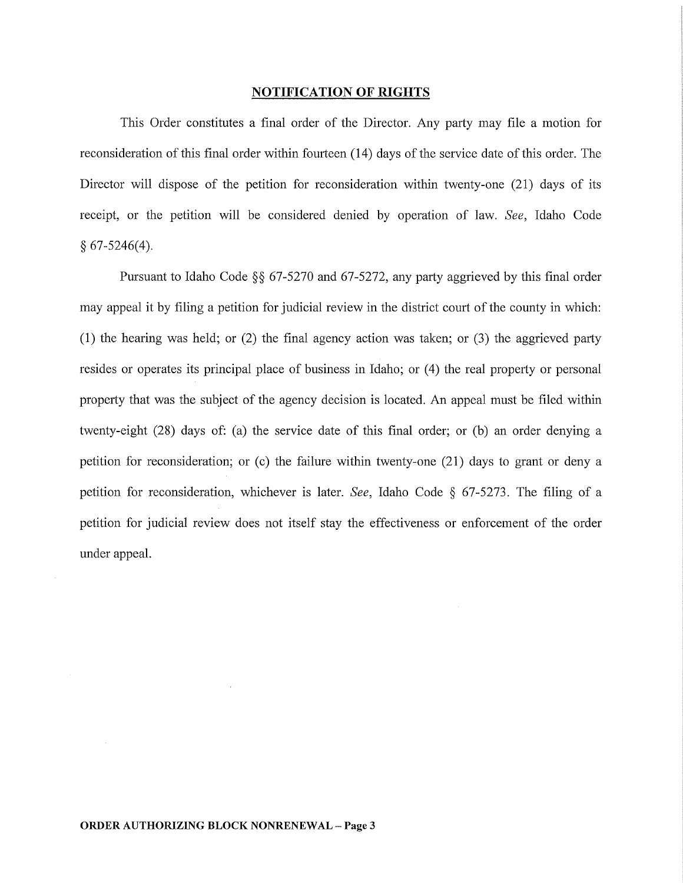## NOTIFICATION OF RIGHTS

This Order constitutes a final order of the Director. Any party may file a motion for reconsideration of this final order within fourteen (14) days of the service date of this order. The Director will dispose of the petition for reconsideration within twenty-one (21) days of its receipt, or the petition will be considered denied by operation of law. *See*, Idaho Code § 67-5246(4).

Pursuant to Idaho Code §§ 67-5270 and 67-5272, any party aggrieved by this final order may appeal it by filing a petition for judicial review in the district court of the county in which: (1) the hearing was held; or (2) the final agency action was taken; or (3) the aggrieved party resides or operates its principal place of business in Idaho; or (4) the real property or personal property that was the subject of the agency decision is located. An appeal must be filed within twenty-eight (28) days of: (a) the service date of this final order; or (b) an order denying a petition for reconsideration; or (c) the failure within twenty-one (21) days to grant or deny a petition for reconsideration, whichever is later. *See*, Idaho Code § 67-5273. The filing of a petition for judicial review does not itself stay the effectiveness or enforcement of the order under appeal.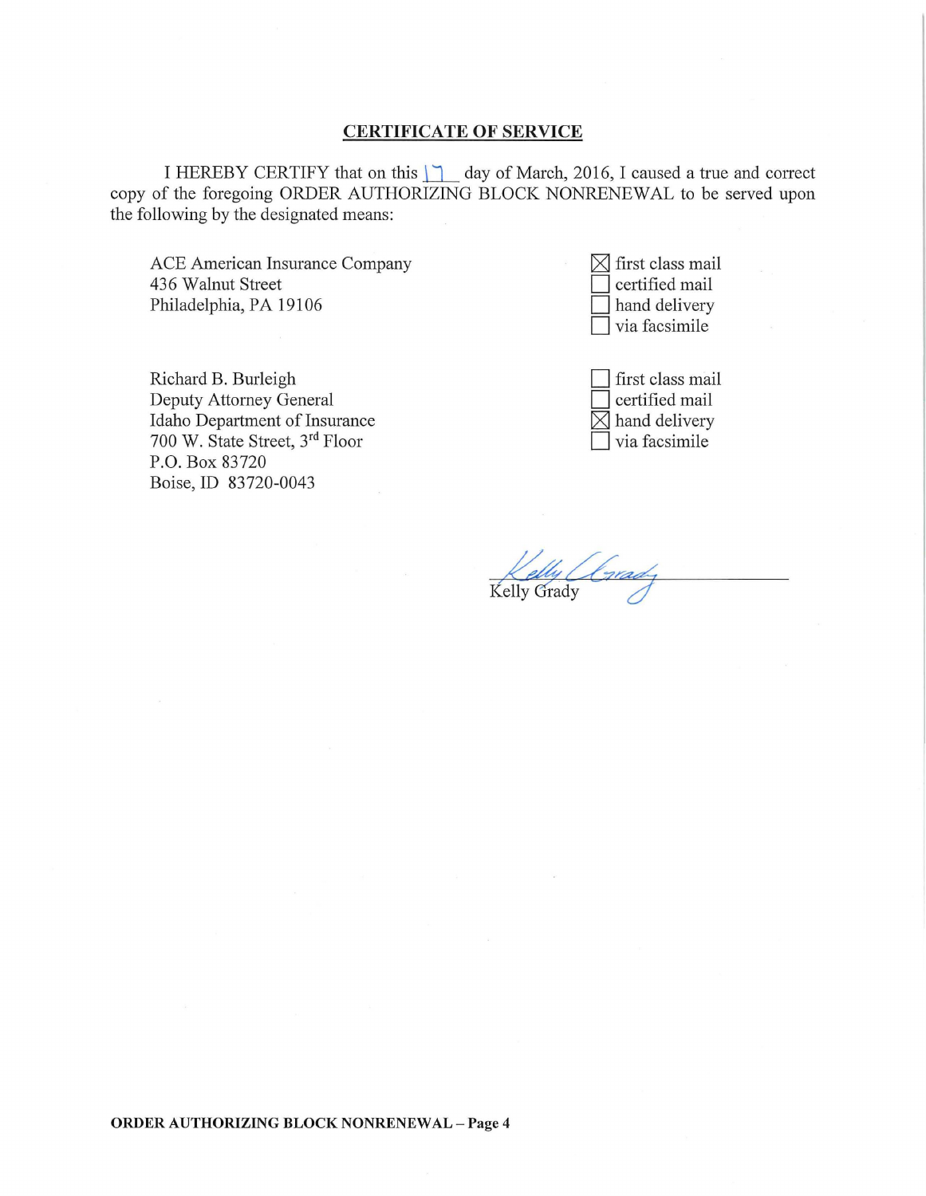## CERTIFICATE OF SERVICE

I HEREBY CERTIFY that on this 17 day of March, 2016, I caused a true and correct copy of the foregoing ORDER AUTHORIZING BLOCK NONRENEWAL to be served upon the following by the designated means:

ACE American Insurance Company
436 Walnut Street
Philadelphia, PA 19106

☒ first class mail
☐ certified mail
☐ hand delivery
☐ via facsimile

Richard B. Burleigh
Deputy Attorney General
Idaho Department of Insurance
700 W. State Street, 3rd Floor
P.O. Box 83720
Boise, ID 83720-0043

☐ first class mail
☐ certified mail
☒ hand delivery
☐ via facsimile

Kelly Grady

**ORDER AUTHORIZING BLOCK NONRENEWAL – Page 4**